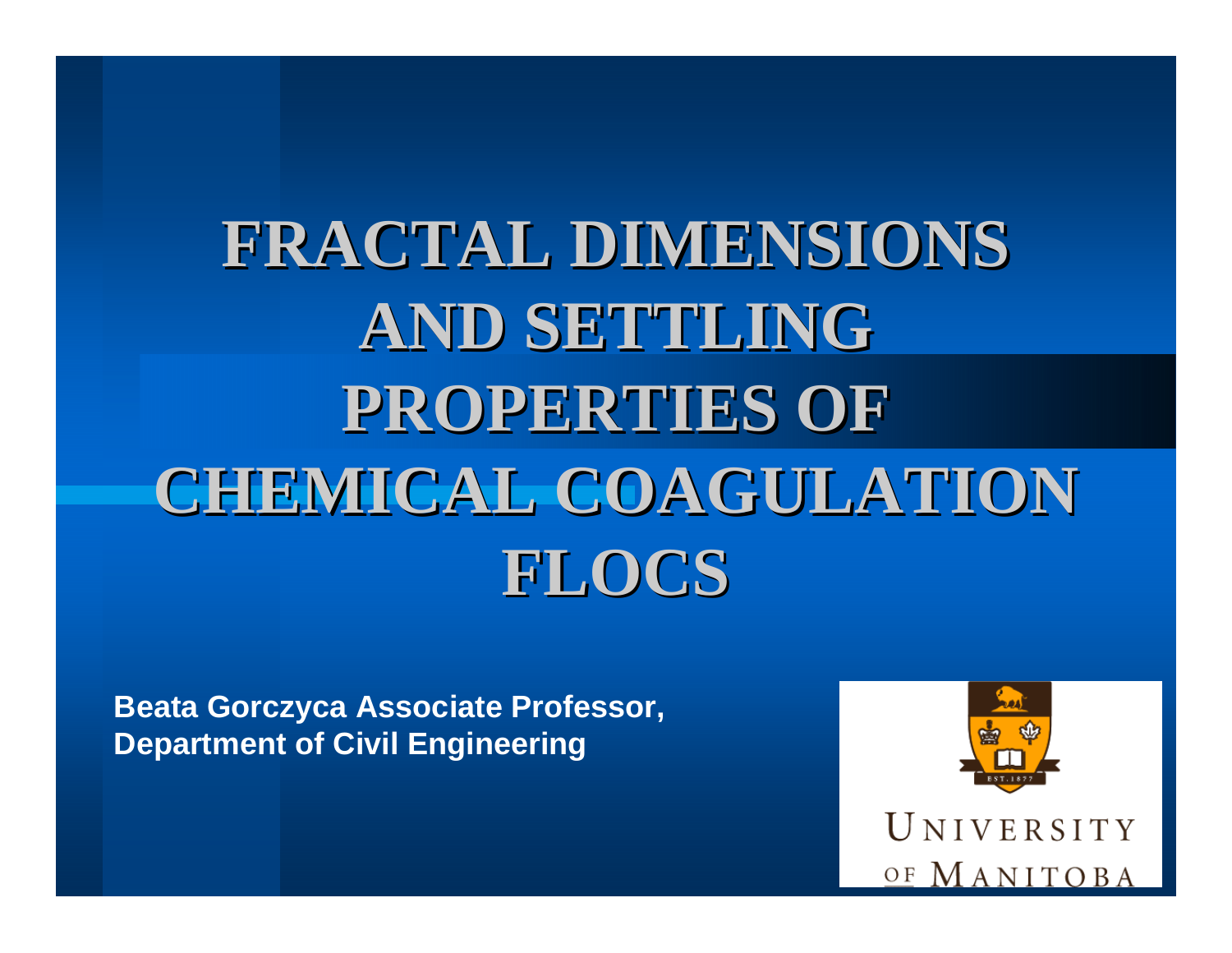# FRACTAL DIMENSIONS AND SETTLING PROPERTIES OF CHEMICAL COAGULATION FLOCS

**Beata Gorczyca Associate Professor, Department of Civil Engineering**

UNIVERSITY OF MANITOBA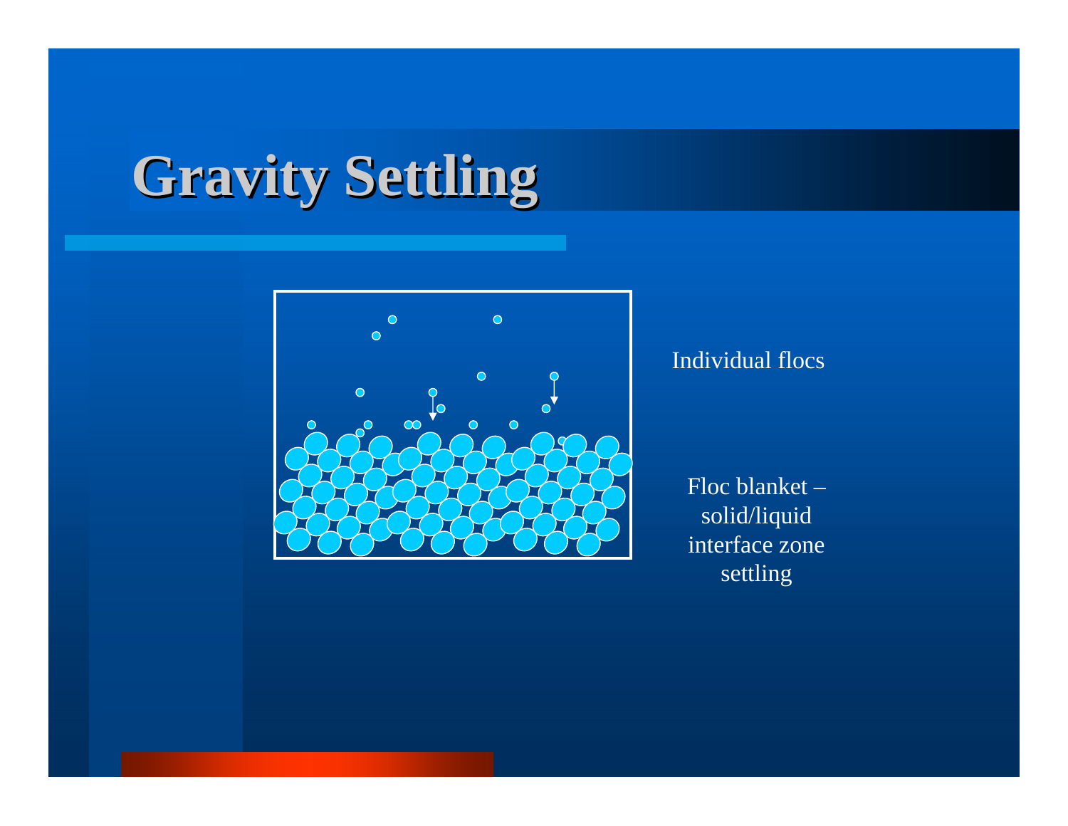# Gravity Settling

Individual flocs

Floc blanket – solid/liquid interface zone settling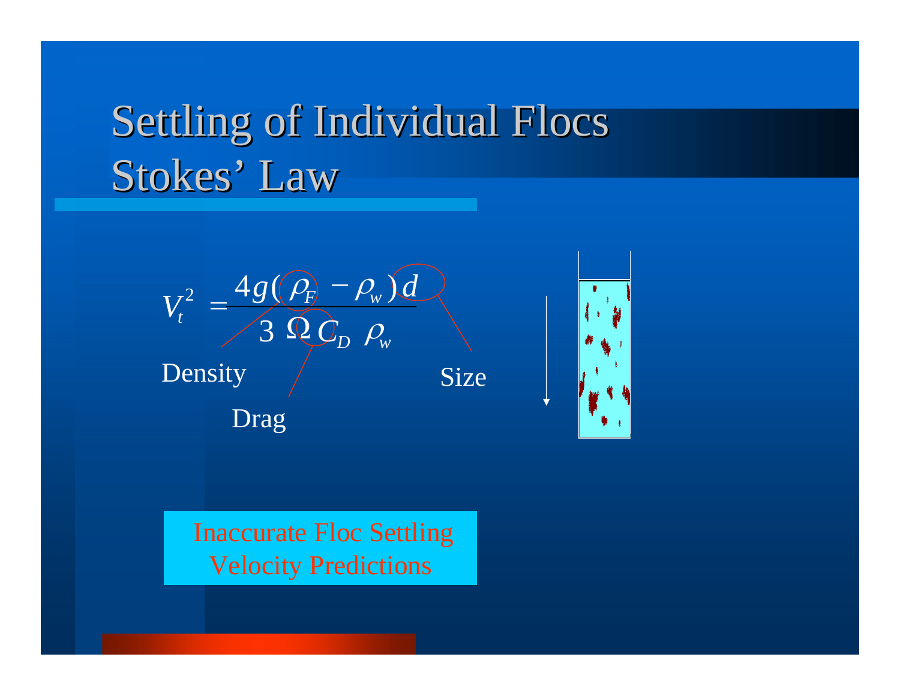# Settling of Individual Flocs
# Stokes' Law

$$V_t^2 = \frac{4g(\rho_F - \rho_w)d}{3\,\Omega\,C_D\,\rho_w}$$

Density

Drag

Size

Inaccurate Floc Settling Velocity Predictions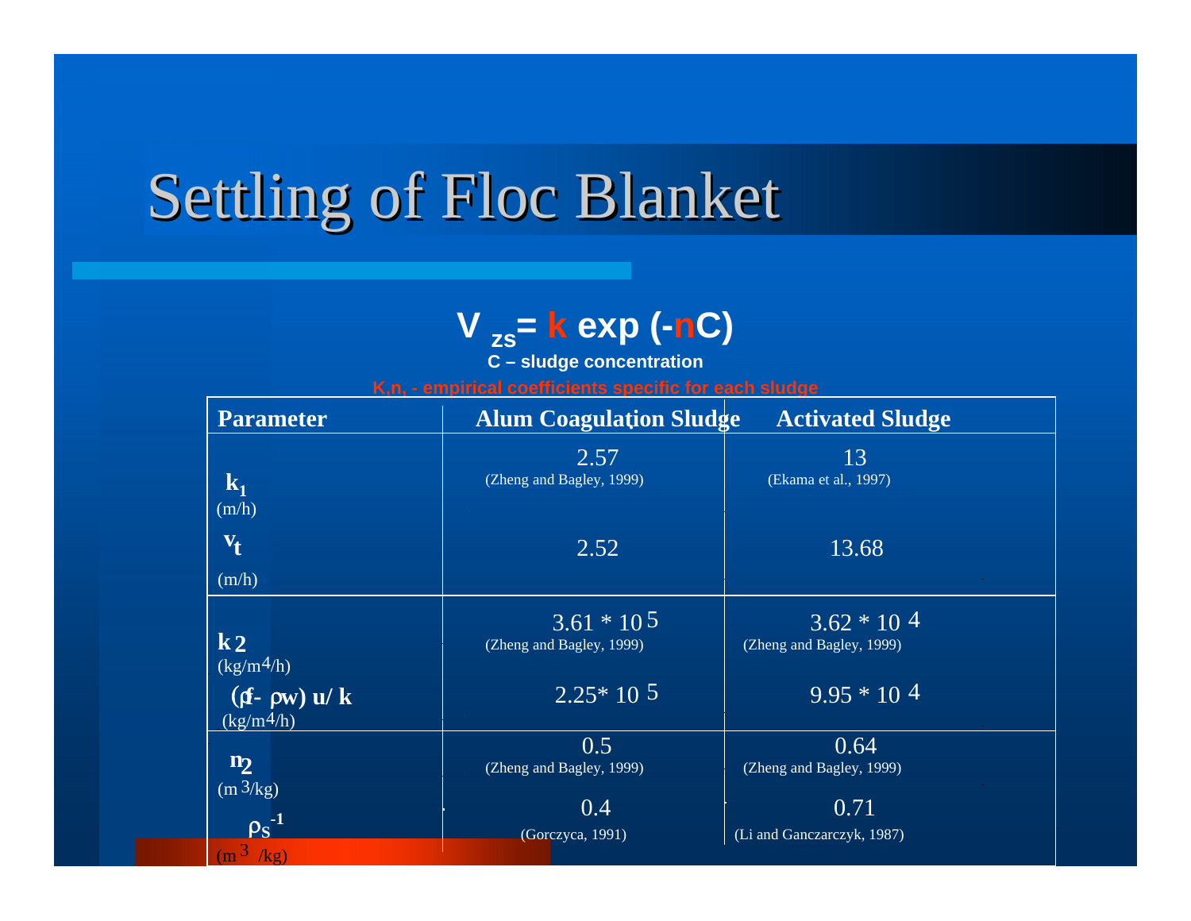# Settling of Floc Blanket

$$V_{zs} = k \exp(-nC)$$

**C – sludge concentration**

K,n, - empirical coefficients specific for each sludge

| Parameter | Alum Coagulation Sludge | Activated Sludge |
|---|---|---|
| $k_1$ (m/h) | 2.57 (Zheng and Bagley, 1999) | 13 (Ekama et al., 1997) |
| $v_t$ (m/h) | 2.52 | 13.68 |
| $k_2$ (kg/m$^4$/h) | $3.61 * 10^5$ (Zheng and Bagley, 1999) | $3.62 * 10^4$ (Zheng and Bagley, 1999) |
| $(\rho_f - \rho_w)$ u/ k (kg/m$^4$/h) | $2.25 * 10^5$ | $9.95 * 10^4$ |
| $n_2$ (m$^3$/kg) | 0.5 (Zheng and Bagley, 1999) | 0.64 (Zheng and Bagley, 1999) |
| $\rho_s^{-1}$ (m$^3$ /kg) | 0.4 (Gorczyca, 1991) | 0.71 (Li and Ganczarczyk, 1987) |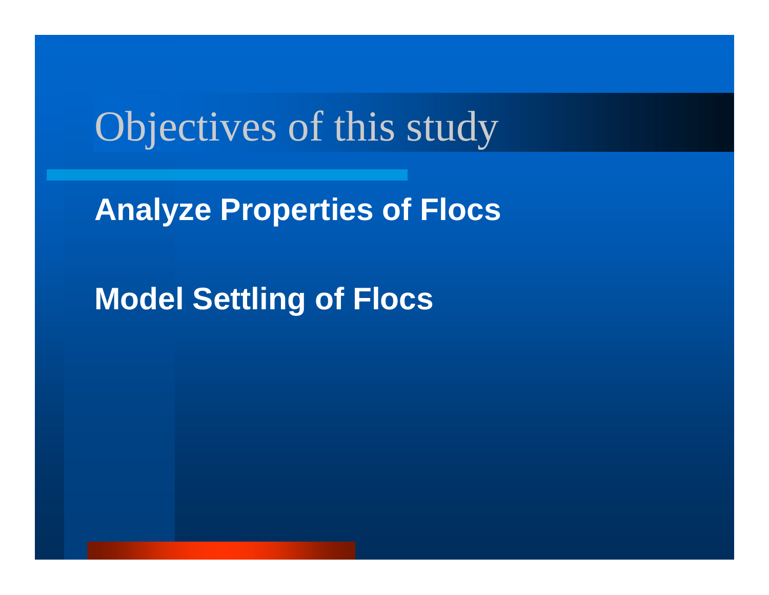# Objectives of this study

**Analyze Properties of Flocs**

**Model Settling of Flocs**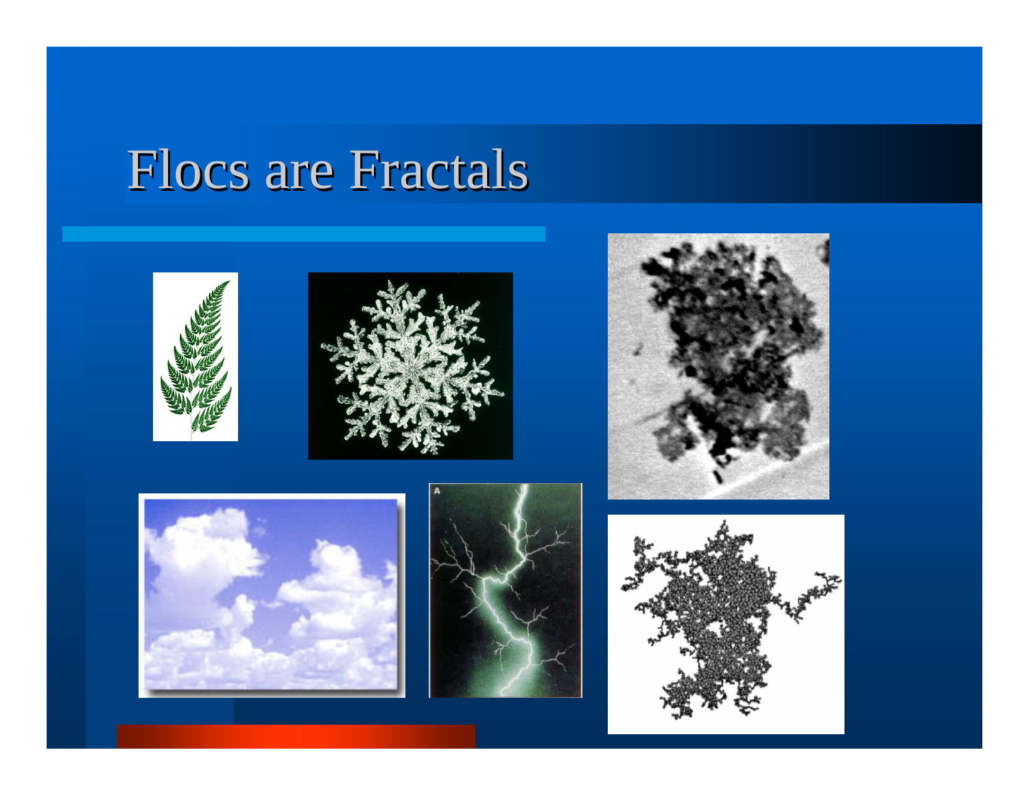# Flocs are Fractals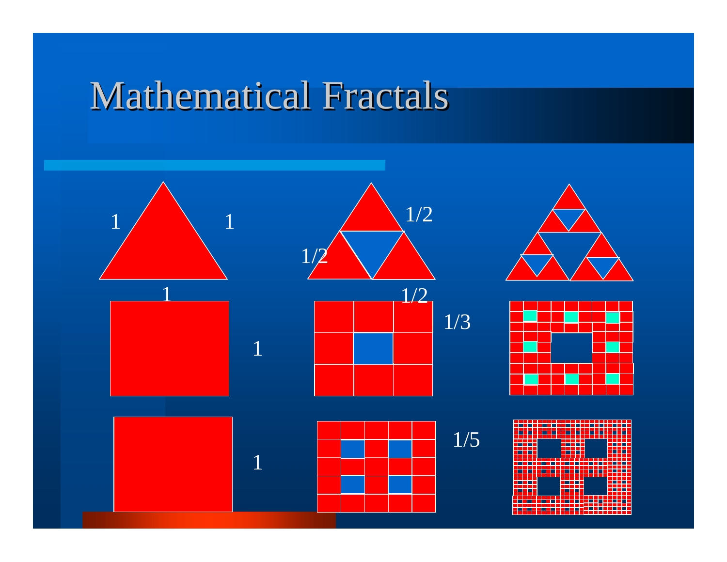# Mathematical Fractals

1 1

1

1/2

1/2

1/2

1 1/3

1 1/5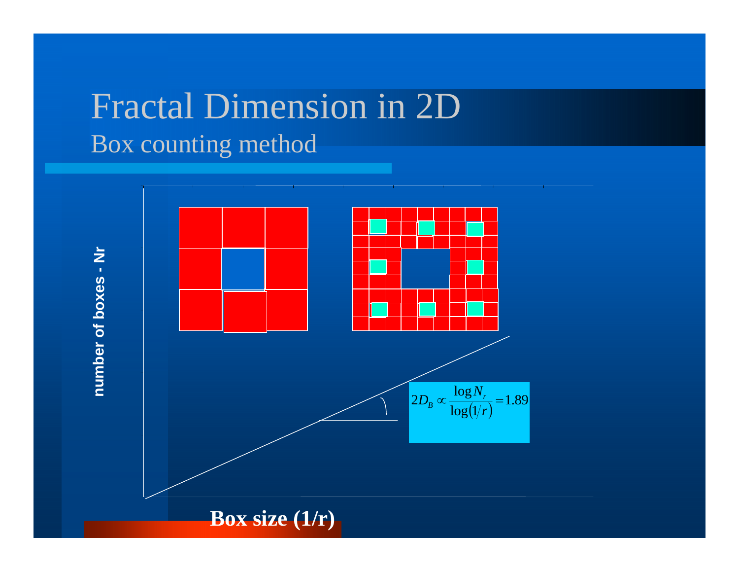# Fractal Dimension in 2D

## Box counting method

number of boxes - Nr

$$2D_B \propto \frac{\log N_r}{\log(1/r)} = 1.89$$

**Box size (1/r)**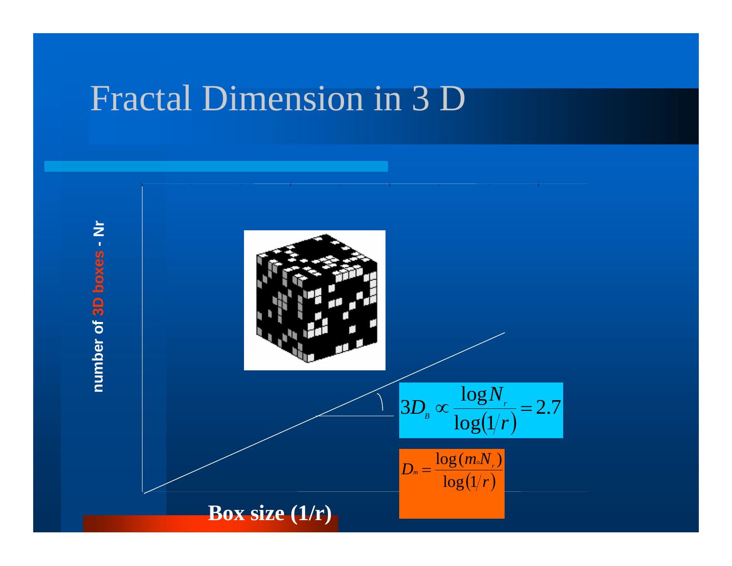# Fractal Dimension in 3 D

number of 3D boxes - Nr

Box size (1/r)

$$3D_B \propto \frac{\log N_r}{\log(1/r)} = 2.7$$

$$D_m = \frac{\log(m_o N_r)}{\log(1/r)}$$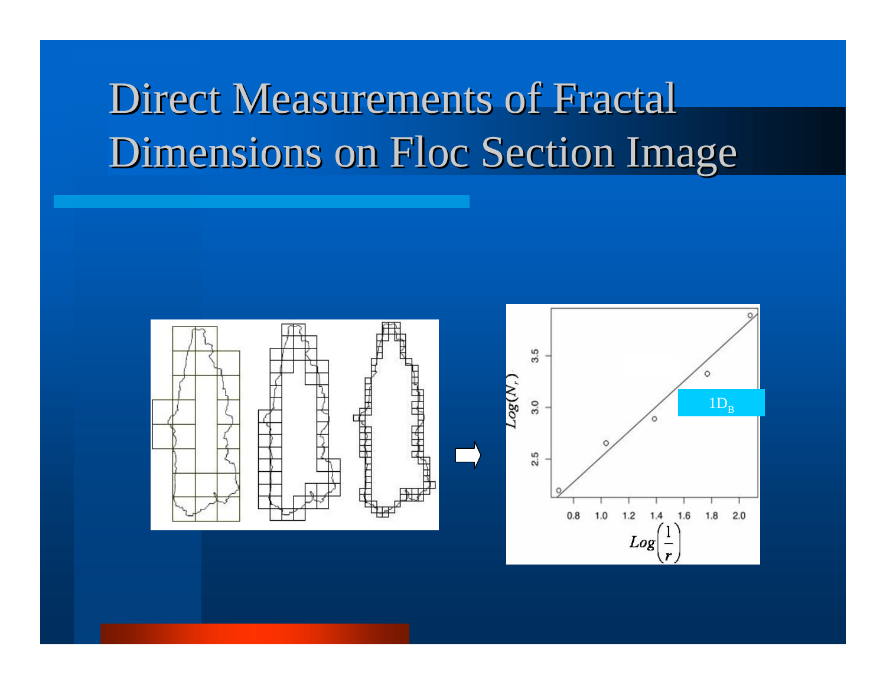# Direct Measurements of Fractal Dimensions on Floc Section Image

$1D_B$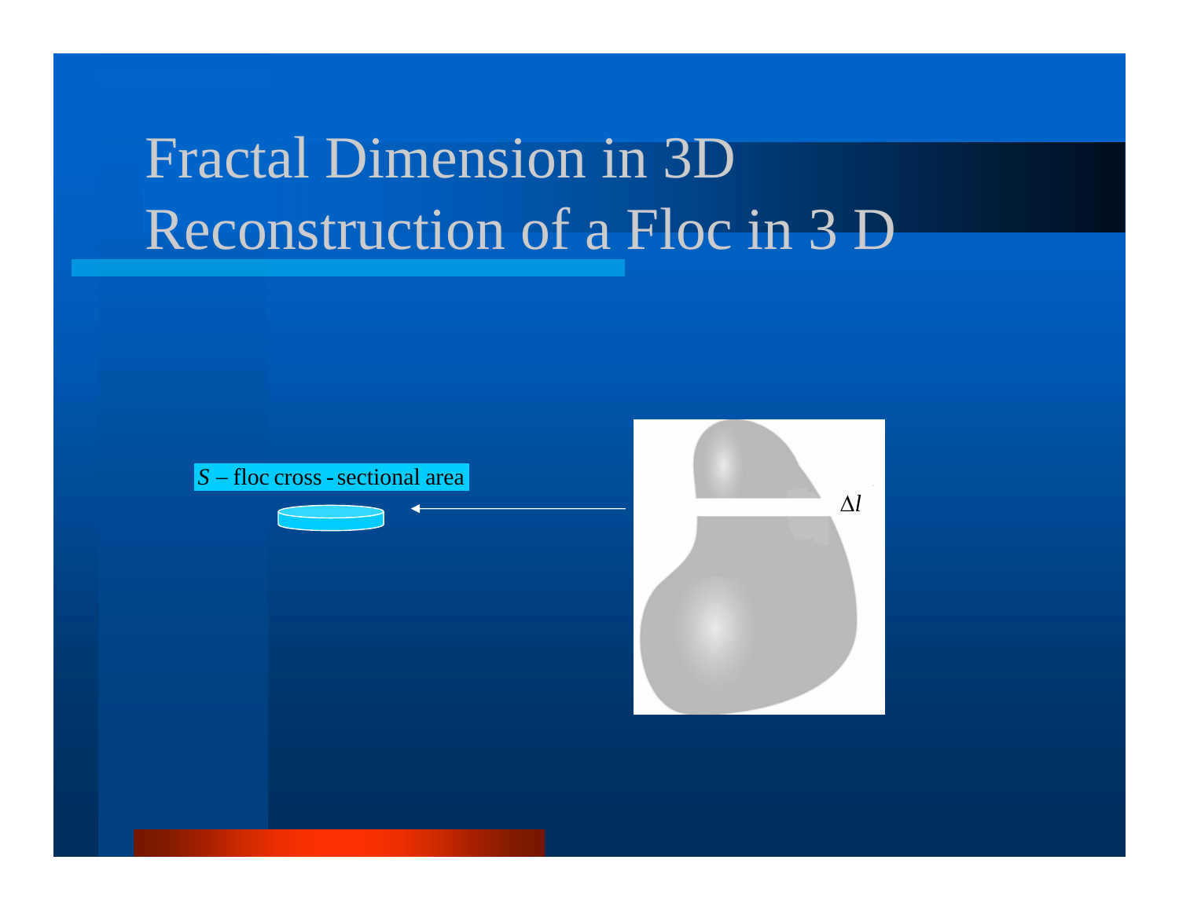# Fractal Dimension in 3D

## Reconstruction of a Floc in 3 D

$S$ – floc cross - sectional area

$\Delta l$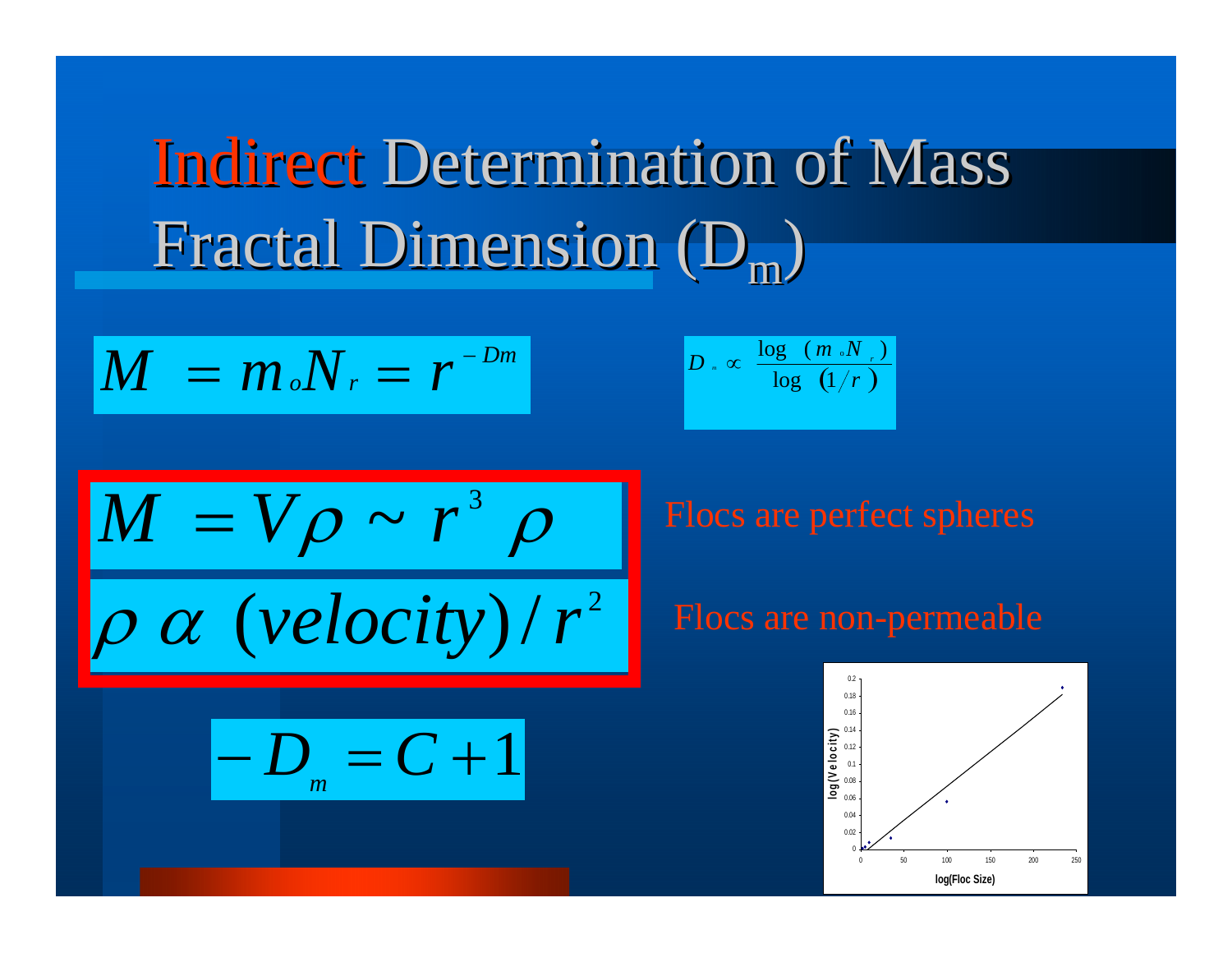# Indirect Determination of Mass Fractal Dimension ($D_m$)

$$M = m_o N_r = r^{-Dm}$$

$$D_m \propto \frac{\log (m_o N_r)}{\log (1/r)}$$

$$M = V\rho \sim r^3 \rho$$

$$\rho \; \alpha \; (velocity)/r^2$$

Flocs are perfect spheres

Flocs are non-permeable

$$-D_m = C + 1$$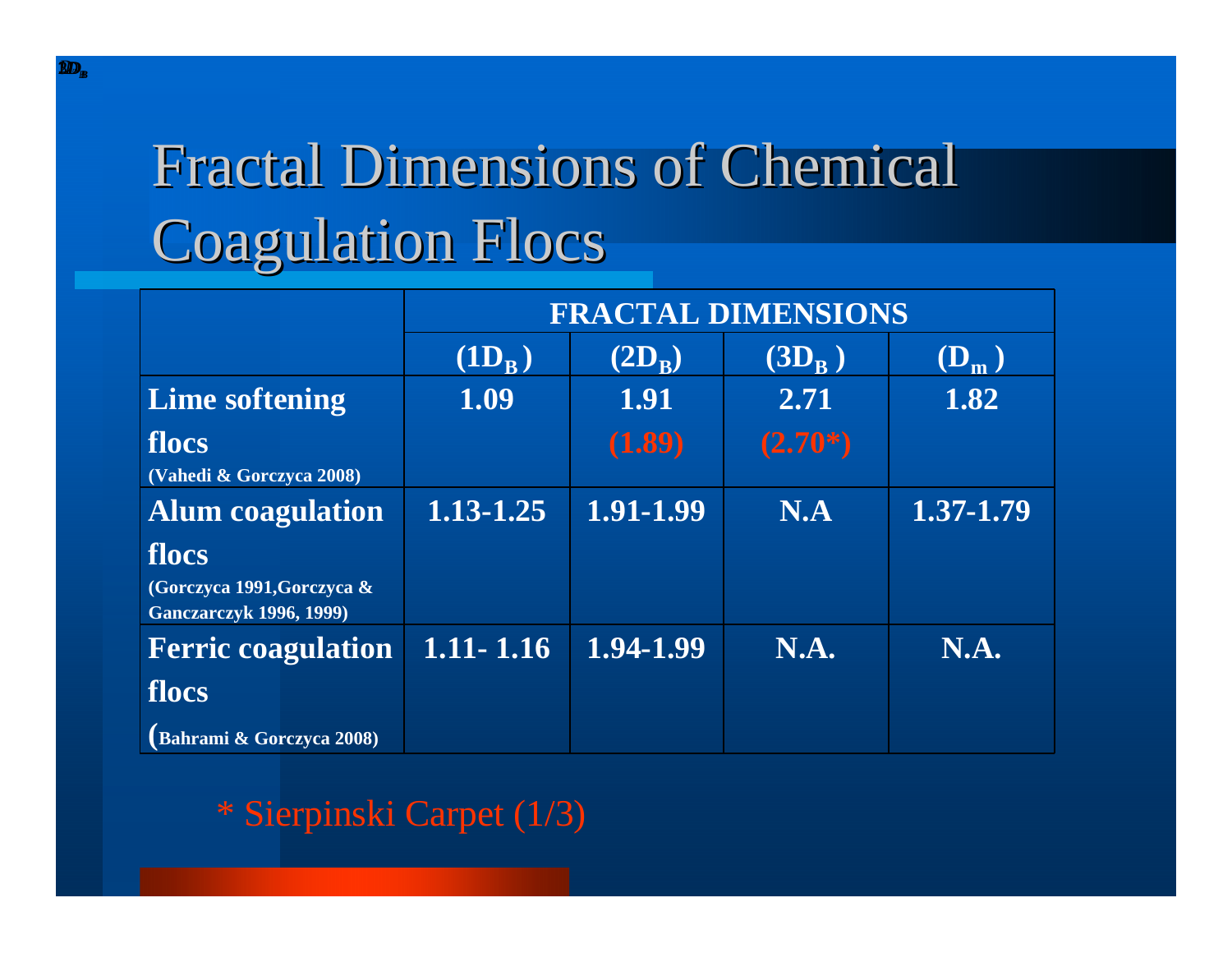# Fractal Dimensions of Chemical Coagulation Flocs

| | FRACTAL DIMENSIONS | | | |
|---|---|---|---|---|
| | $(1D_B)$ | $(2D_B)$ | $(3D_B)$ | $(D_m)$ |
| **Lime softening flocs** (Vahedi & Gorczyca 2008) | 1.09 | 1.91 (1.89) | 2.71 (2.70*) | 1.82 |
| **Alum coagulation flocs** (Gorczyca 1991, Gorczyca & Ganczarczyk 1996, 1999) | 1.13-1.25 | 1.91-1.99 | N.A | 1.37-1.79 |
| **Ferric coagulation flocs** (Bahrami & Gorczyca 2008) | 1.11- 1.16 | 1.94-1.99 | N.A. | N.A. |

\* Sierpinski Carpet (1/3)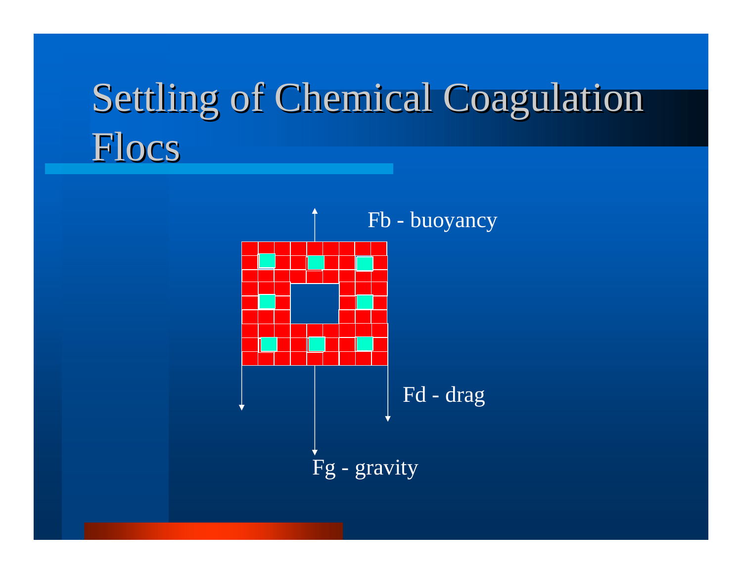# Settling of Chemical Coagulation Flocs

Fb - buoyancy

Fd - drag

Fg - gravity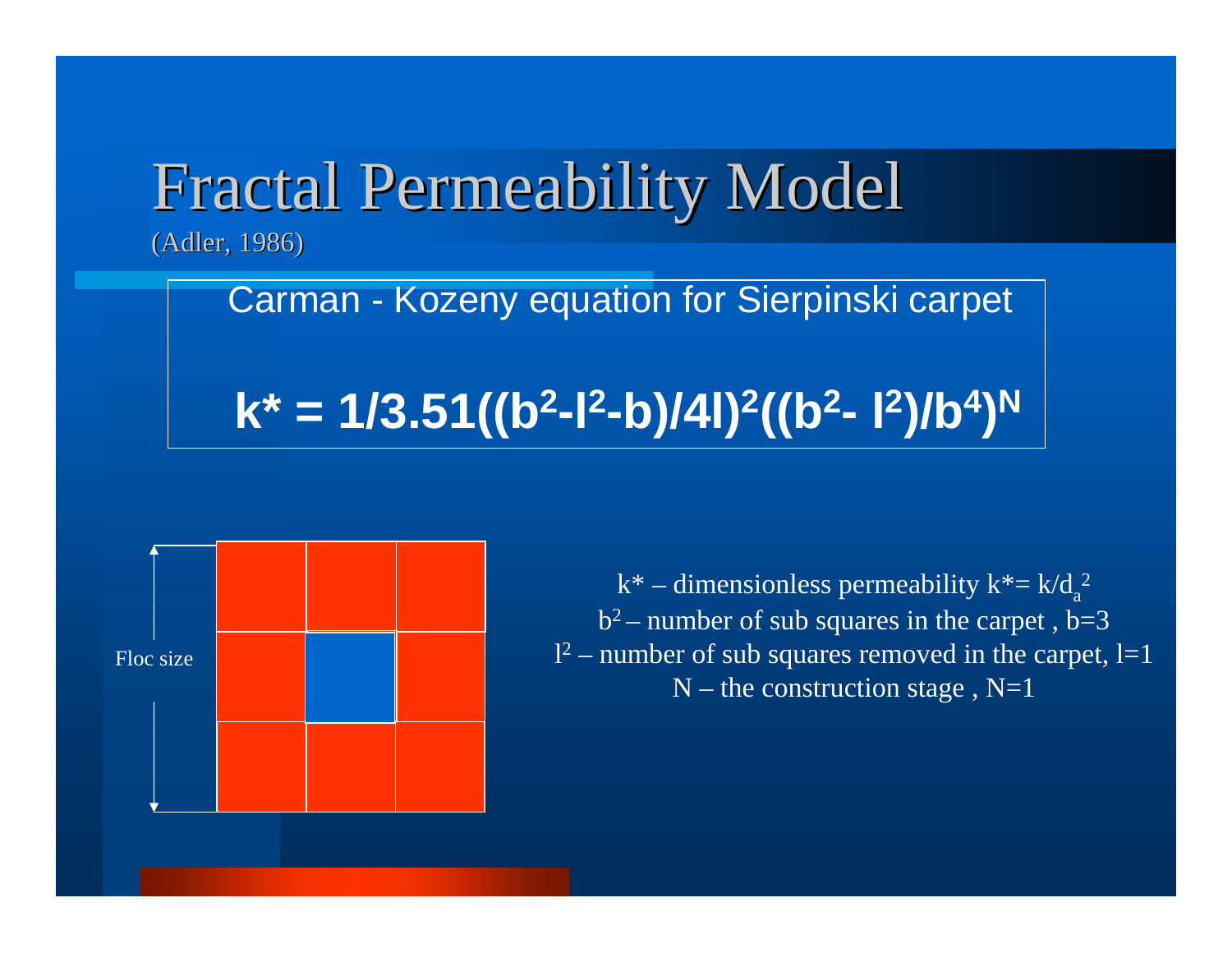# Fractal Permeability Model

(Adler, 1986)

Carman - Kozeny equation for Sierpinski carpet

$$k^* = 1/3.51((b^2 - l^2 - b)/4l)^2((b^2 - l^2)/b^4)^N$$

Floc size

$k^*$ – dimensionless permeability $k^* = k/d_a^2$

$b^2$ – number of sub squares in the carpet , $b=3$

$l^2$ – number of sub squares removed in the carpet, $l=1$

$N$ – the construction stage , $N=1$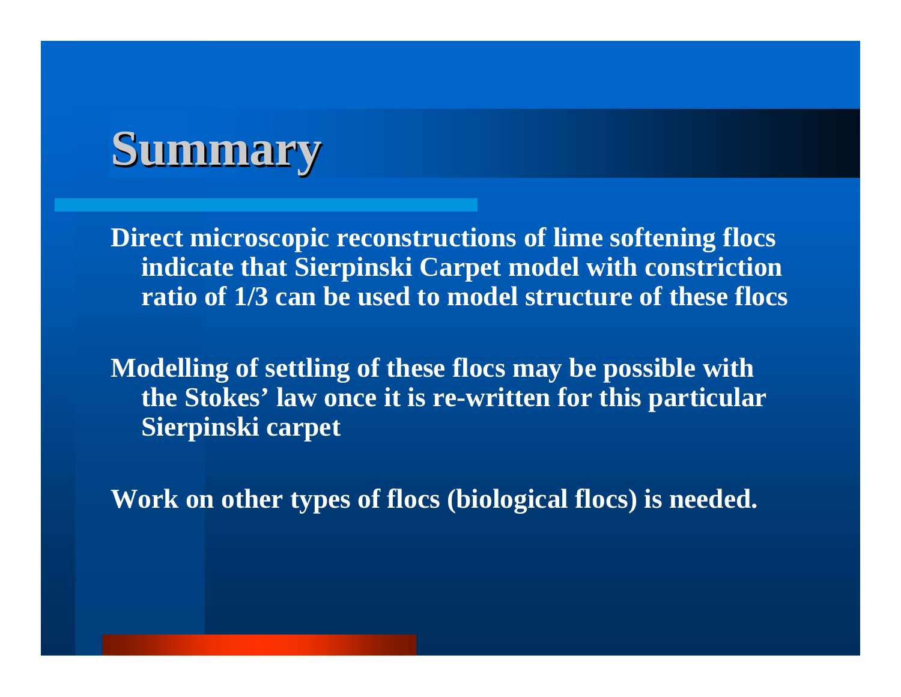# Summary

Direct microscopic reconstructions of lime softening flocs indicate that Sierpinski Carpet model with constriction ratio of 1/3 can be used to model structure of these flocs

Modelling of settling of these flocs may be possible with the Stokes' law once it is re-written for this particular Sierpinski carpet

Work on other types of flocs (biological flocs) is needed.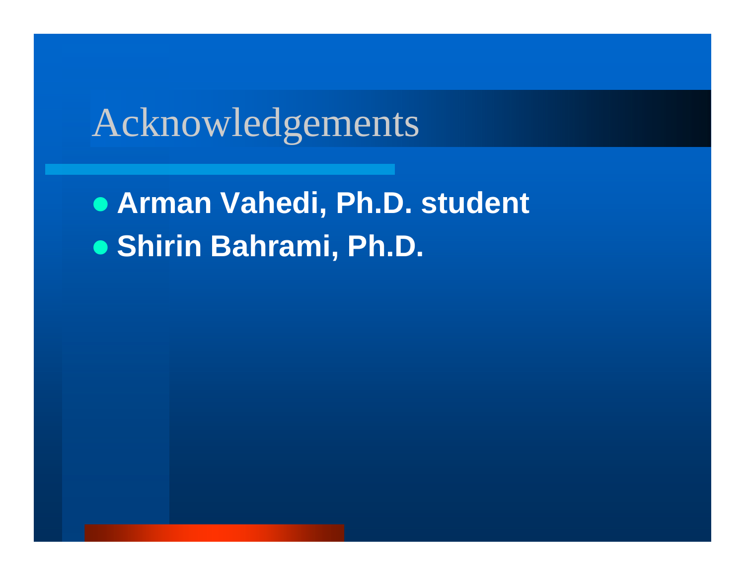# Acknowledgements

- **Arman Vahedi, Ph.D. student**
- **Shirin Bahrami, Ph.D.**